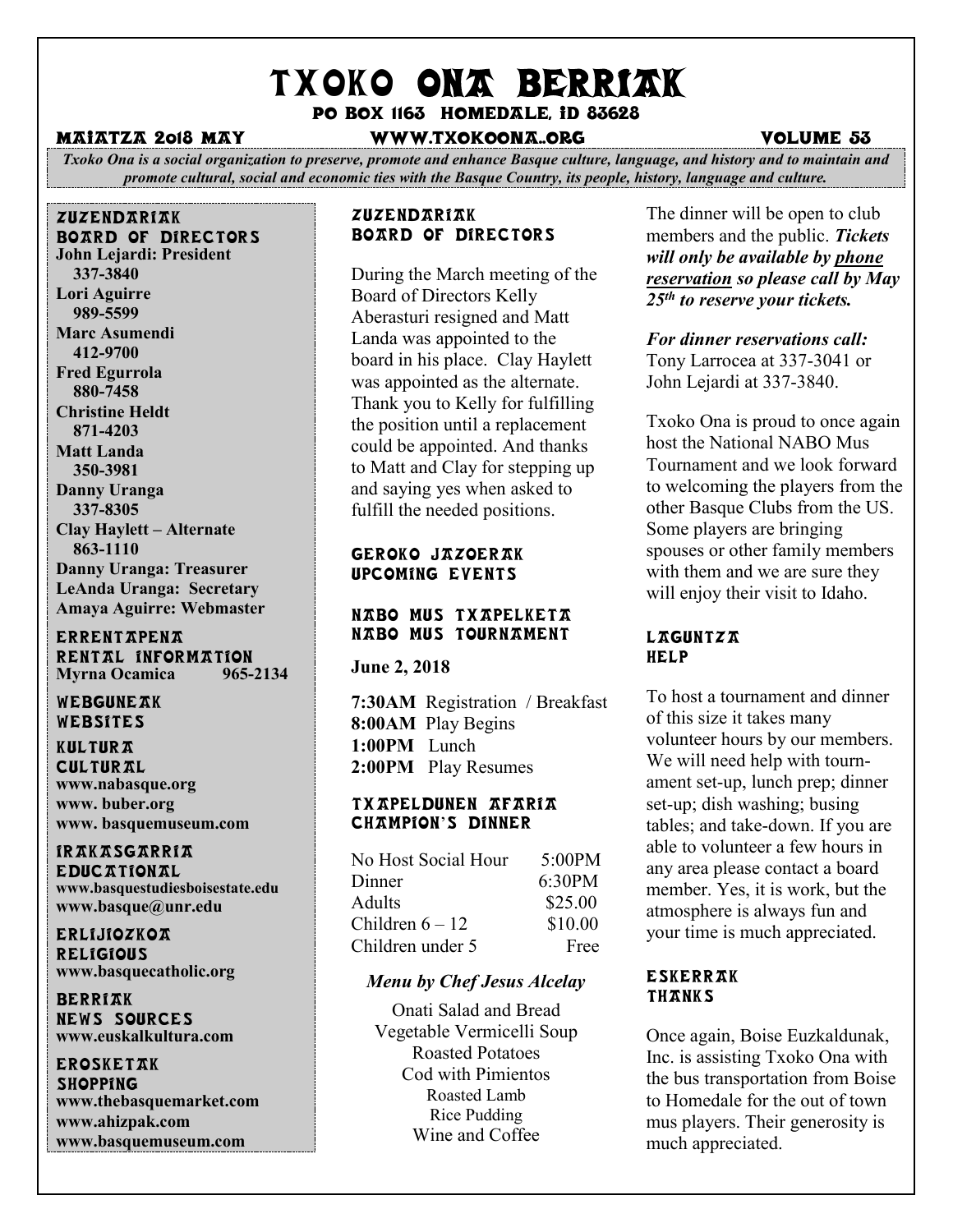# TXOKO ONA BERRIAK

**PO BOX 1163 HOMEDALE, ID 83628**

**MAIATZA 2018 MAY** **WWW.TXOKOONA.ORG** **VOLUME 53**

*Txoko Ona is a social organization to preserve, promote and enhance Basque culture, language, and history and to maintain and promote cultural, social and economic ties with the Basque Country, its people, history, language and culture.*

### ZUZENDARIAK
### BOARD OF DIRECTORS

**John Lejardi: President**
**337-3840**
**Lori Aguirre**
**989-5599**
**Marc Asumendi**
**412-9700**
**Fred Egurrola**
**880-7458**
**Christine Heldt**
**871-4203**
**Matt Landa**
**350-3981**
**Danny Uranga**
**337-8305**
**Clay Haylett – Alternate**
**863-1110**
**Danny Uranga: Treasurer**
**LeAnda Uranga: Secretary**
**Amaya Aguirre: Webmaster**

### ERRENTAPENA
### RENTAL INFORMATION

**Myrna Ocamica 965-2134**

### WEBGUNEAK
### WEBSITES

### KULTURA
### CULTURAL

**www.nabasque.org**
**www. buber.org**
**www. basquemuseum.com**

### IRAKASGARRIA
### EDUCATIONAL

**www.basquestudiesboisestate.edu**
**www.basque@unr.edu**

### ERLIJIOZKOA
### RELIGIOUS

**www.basquecatholic.org**

### BERRIAK
### NEWS SOURCES

**www.euskalkultura.com**

### EROSKETAK
### SHOPPING

**www.thebasquemarket.com**
**www.ahizpak.com**
**www.basquemuseum.com**

## ZUZENDARIAK
## BOARD OF DIRECTORS

During the March meeting of the Board of Directors Kelly Aberasturi resigned and Matt Landa was appointed to the board in his place. Clay Haylett was appointed as the alternate. Thank you to Kelly for fulfilling the position until a replacement could be appointed. And thanks to Matt and Clay for stepping up and saying yes when asked to fulfill the needed positions.

## GEROKO JAZOERAK
## UPCOMING EVENTS

## NABO MUS TXAPELKETA
## NABO MUS TOURNAMENT

**June 2, 2018**

**7:30AM** Registration / Breakfast
**8:00AM** Play Begins
**1:00PM** Lunch
**2:00PM** Play Resumes

## TXAPELDUNEN AFARIA
## CHAMPION'S DINNER

| | |
|---|---|
| No Host Social Hour | 5:00PM |
| Dinner | 6:30PM |
| Adults | \$25.00 |
| Children 6 – 12 | \$10.00 |
| Children under 5 | Free |

***Menu by Chef Jesus Alcelay***

Onati Salad and Bread
Vegetable Vermicelli Soup
Roasted Potatoes
Cod with Pimientos
Roasted Lamb
Rice Pudding
Wine and Coffee

The dinner will be open to club members and the public. ***Tickets will only be available by phone reservation so please call by May 25th to reserve your tickets.***

***For dinner reservations call:*** Tony Larrocea at 337-3041 or John Lejardi at 337-3840.

Txoko Ona is proud to once again host the National NABO Mus Tournament and we look forward to welcoming the players from the other Basque Clubs from the US. Some players are bringing spouses or other family members with them and we are sure they will enjoy their visit to Idaho.

## LAGUNTZA
## HELP

To host a tournament and dinner of this size it takes many volunteer hours by our members. We will need help with tournament set-up, lunch prep; dinner set-up; dish washing; busing tables; and take-down. If you are able to volunteer a few hours in any area please contact a board member. Yes, it is work, but the atmosphere is always fun and your time is much appreciated.

## ESKERRAK
## THANKS

Once again, Boise Euzkaldunak, Inc. is assisting Txoko Ona with the bus transportation from Boise to Homedale for the out of town mus players. Their generosity is much appreciated.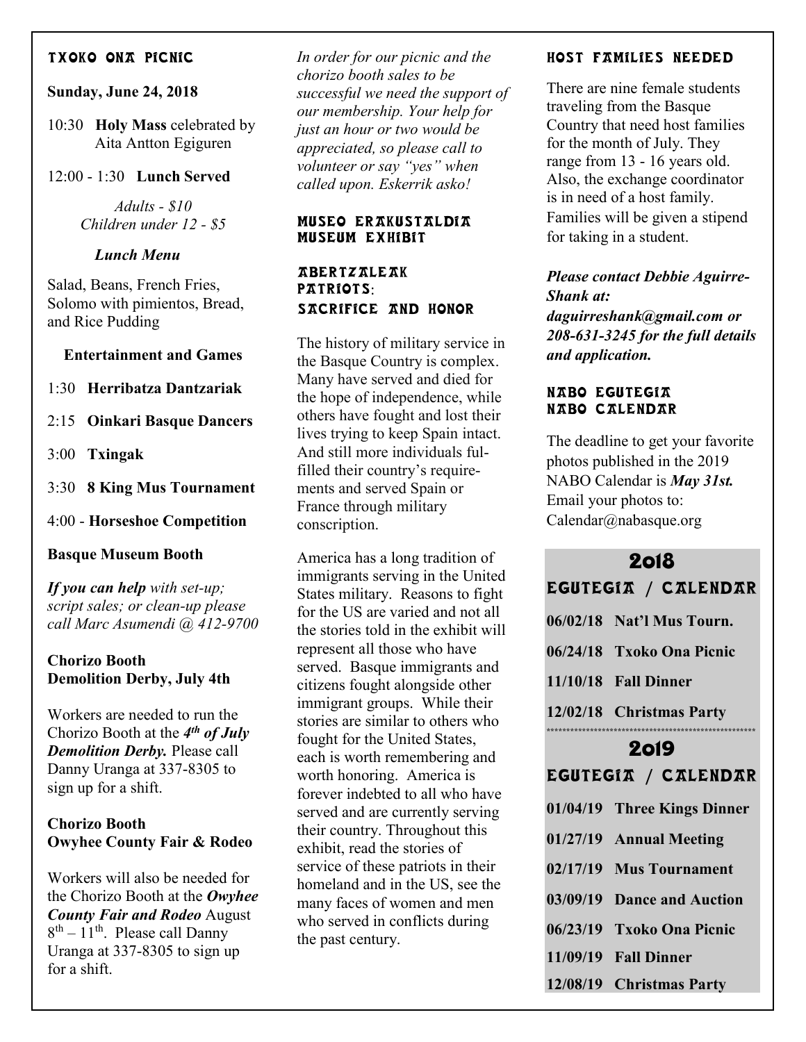## TXOKO ONA PICNIC

**Sunday, June 24, 2018**

10:30 **Holy Mass** celebrated by Aita Antton Egiguren

12:00 - 1:30 **Lunch Served**

*Adults - $10*
*Children under 12 - $5*

***Lunch Menu***

Salad, Beans, French Fries, Solomo with pimientos, Bread, and Rice Pudding

**Entertainment and Games**

1:30 **Herribatza Dantzariak**

2:15 **Oinkari Basque Dancers**

3:00 **Txingak**

3:30 **8 King Mus Tournament**

4:00 - **Horseshoe Competition**

**Basque Museum Booth**

***If you can help*** *with set-up; script sales; or clean-up please call Marc Asumendi @ 412-9700*

**Chorizo Booth**
**Demolition Derby, July 4th**

Workers are needed to run the Chorizo Booth at the ***4th of July Demolition Derby.*** Please call Danny Uranga at 337-8305 to sign up for a shift.

**Chorizo Booth**
**Owyhee County Fair & Rodeo**

Workers will also be needed for the Chorizo Booth at the ***Owyhee County Fair and Rodeo*** August 8th – 11th. Please call Danny Uranga at 337-8305 to sign up for a shift.

*In order for our picnic and the chorizo booth sales to be successful we need the support of our membership. Your help for just an hour or two would be appreciated, so please call to volunteer or say "yes" when called upon. Eskerrik asko!*

## MUSEO ERAKUSTALDIA MUSEUM EXHIBIT

### ABERTZALEAK PATRIOTS: SACRIFICE AND HONOR

The history of military service in the Basque Country is complex. Many have served and died for the hope of independence, while others have fought and lost their lives trying to keep Spain intact. And still more individuals fulfilled their country's requirements and served Spain or France through military conscription.

America has a long tradition of immigrants serving in the United States military. Reasons to fight for the US are varied and not all the stories told in the exhibit will represent all those who have served. Basque immigrants and citizens fought alongside other immigrant groups. While their stories are similar to others who fought for the United States, each is worth remembering and worth honoring. America is forever indebted to all who have served and are currently serving their country. Throughout this exhibit, read the stories of service of these patriots in their homeland and in the US, see the many faces of women and men who served in conflicts during the past century.

## HOST FAMILIES NEEDED

There are nine female students traveling from the Basque Country that need host families for the month of July. They range from 13 - 16 years old. Also, the exchange coordinator is in need of a host family. Families will be given a stipend for taking in a student.

***Please contact Debbie Aguirre-Shank at: daguirreshank@gmail.com or 208-631-3245 for the full details and application.***

## NABO EGUTEGIA NABO CALENDAR

The deadline to get your favorite photos published in the 2019 NABO Calendar is ***May 31st.*** Email your photos to: Calendar@nabasque.org

## 2018 EGUTEGIA / CALENDAR

| | |
|---|---|
| **06/02/18** | **Nat'l Mus Tourn.** |
| **06/24/18** | **Txoko Ona Picnic** |
| **11/10/18** | **Fall Dinner** |
| **12/02/18** | **Christmas Party** |

## 2019 EGUTEGIA / CALENDAR

| | |
|---|---|
| **01/04/19** | **Three Kings Dinner** |
| **01/27/19** | **Annual Meeting** |
| **02/17/19** | **Mus Tournament** |
| **03/09/19** | **Dance and Auction** |
| **06/23/19** | **Txoko Ona Picnic** |
| **11/09/19** | **Fall Dinner** |
| **12/08/19** | **Christmas Party** |